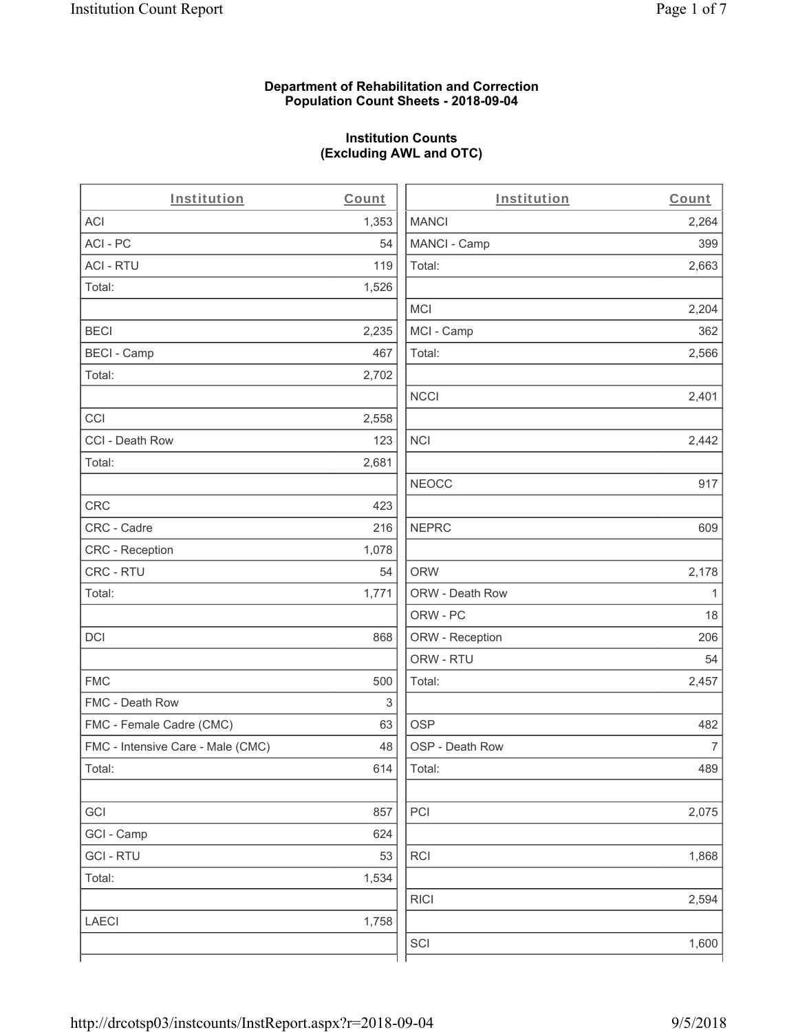**Department of Rehabilitation and Correction**
**Population Count Sheets - 2018-09-04**

**Institution Counts**
**(Excluding AWL and OTC)**

| Institution | Count |
|---|---|
| ACI | 1,353 |
| ACI - PC | 54 |
| ACI - RTU | 119 |
| Total: | 1,526 |
| | |
| BECI | 2,235 |
| BECI - Camp | 467 |
| Total: | 2,702 |
| | |
| CCI | 2,558 |
| CCI - Death Row | 123 |
| Total: | 2,681 |
| | |
| CRC | 423 |
| CRC - Cadre | 216 |
| CRC - Reception | 1,078 |
| CRC - RTU | 54 |
| Total: | 1,771 |
| | |
| DCI | 868 |
| | |
| FMC | 500 |
| FMC - Death Row | 3 |
| FMC - Female Cadre (CMC) | 63 |
| FMC - Intensive Care - Male (CMC) | 48 |
| Total: | 614 |
| | |
| GCI | 857 |
| GCI - Camp | 624 |
| GCI - RTU | 53 |
| Total: | 1,534 |
| | |
| LAECI | 1,758 |
| | |

| Institution | Count |
|---|---|
| MANCI | 2,264 |
| MANCI - Camp | 399 |
| Total: | 2,663 |
| | |
| MCI | 2,204 |
| MCI - Camp | 362 |
| Total: | 2,566 |
| | |
| NCCI | 2,401 |
| | |
| NCI | 2,442 |
| | |
| NEOCC | 917 |
| | |
| NEPRC | 609 |
| | |
| ORW | 2,178 |
| ORW - Death Row | 1 |
| ORW - PC | 18 |
| ORW - Reception | 206 |
| ORW - RTU | 54 |
| Total: | 2,457 |
| | |
| OSP | 482 |
| OSP - Death Row | 7 |
| Total: | 489 |
| | |
| PCI | 2,075 |
| | |
| RCI | 1,868 |
| | |
| RICI | 2,594 |
| | |
| SCI | 1,600 |
| | |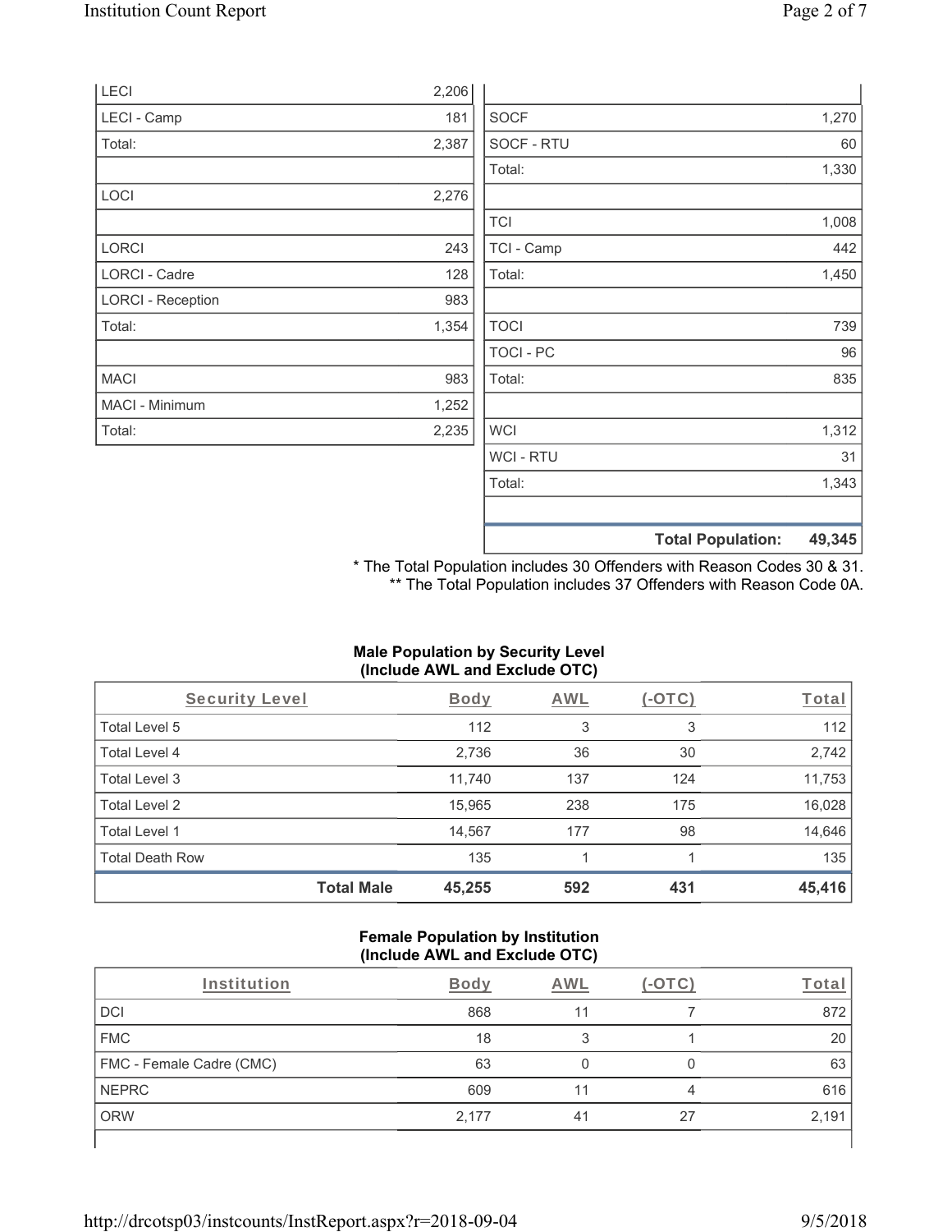| | |
|---|---|
| LECI | 2,206 |
| LECI - Camp | 181 |
| Total: | 2,387 |
| | |
| LOCI | 2,276 |
| | |
| LORCI | 243 |
| LORCI - Cadre | 128 |
| LORCI - Reception | 983 |
| Total: | 1,354 |
| | |
| MACI | 983 |
| MACI - Minimum | 1,252 |
| Total: | 2,235 |

| | |
|---|---|
| | |
| SOCF | 1,270 |
| SOCF - RTU | 60 |
| Total: | 1,330 |
| | |
| TCI | 1,008 |
| TCI - Camp | 442 |
| Total: | 1,450 |
| | |
| TOCI | 739 |
| TOCI - PC | 96 |
| Total: | 835 |
| | |
| WCI | 1,312 |
| WCI - RTU | 31 |
| Total: | 1,343 |
| | |
| **Total Population:** | **49,345** |

* The Total Population includes 30 Offenders with Reason Codes 30 & 31.
** The Total Population includes 37 Offenders with Reason Code 0A.

**Male Population by Security Level (Include AWL and Exclude OTC)**

| Security Level | Body | AWL | (-OTC) | Total |
|---|---|---|---|---|
| Total Level 5 | 112 | 3 | 3 | 112 |
| Total Level 4 | 2,736 | 36 | 30 | 2,742 |
| Total Level 3 | 11,740 | 137 | 124 | 11,753 |
| Total Level 2 | 15,965 | 238 | 175 | 16,028 |
| Total Level 1 | 14,567 | 177 | 98 | 14,646 |
| Total Death Row | 135 | 1 | 1 | 135 |
| **Total Male** | **45,255** | **592** | **431** | **45,416** |

**Female Population by Institution (Include AWL and Exclude OTC)**

| Institution | Body | AWL | (-OTC) | Total |
|---|---|---|---|---|
| DCI | 868 | 11 | 7 | 872 |
| FMC | 18 | 3 | 1 | 20 |
| FMC - Female Cadre (CMC) | 63 | 0 | 0 | 63 |
| NEPRC | 609 | 11 | 4 | 616 |
| ORW | 2,177 | 41 | 27 | 2,191 |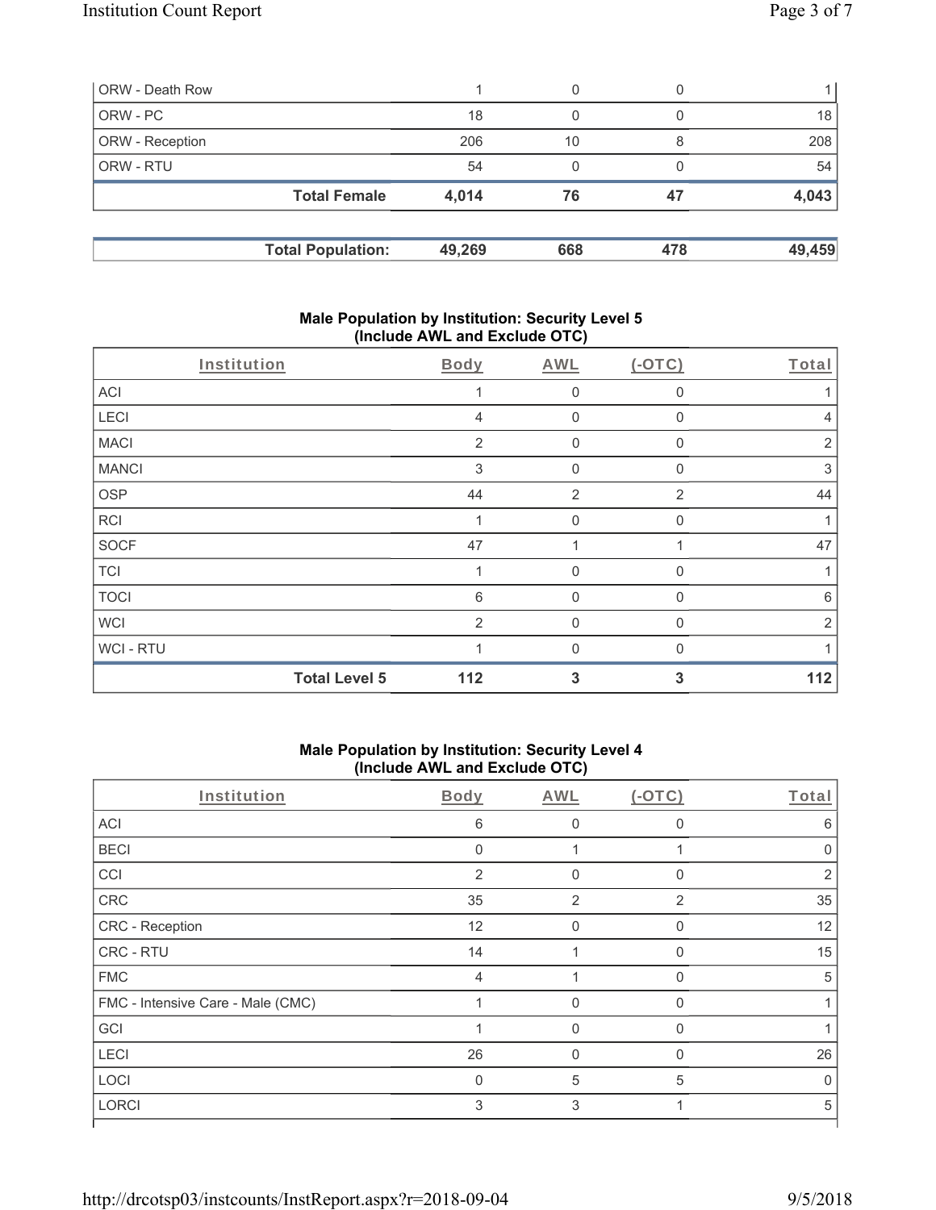| | | | | |
|---|---|---|---|---|
| ORW - Death Row | 1 | 0 | 0 | 1 |
| ORW - PC | 18 | 0 | 0 | 18 |
| ORW - Reception | 206 | 10 | 8 | 208 |
| ORW - RTU | 54 | 0 | 0 | 54 |
| **Total Female** | **4,014** | **76** | **47** | **4,043** |

| | | | | |
|---|---|---|---|---|
| **Total Population:** | **49,269** | **668** | **478** | **49,459** |

## Male Population by Institution: Security Level 5 (Include AWL and Exclude OTC)

| Institution | Body | AWL | (-OTC) | Total |
|---|---|---|---|---|
| ACI | 1 | 0 | 0 | 1 |
| LECI | 4 | 0 | 0 | 4 |
| MACI | 2 | 0 | 0 | 2 |
| MANCI | 3 | 0 | 0 | 3 |
| OSP | 44 | 2 | 2 | 44 |
| RCI | 1 | 0 | 0 | 1 |
| SOCF | 47 | 1 | 1 | 47 |
| TCI | 1 | 0 | 0 | 1 |
| TOCI | 6 | 0 | 0 | 6 |
| WCI | 2 | 0 | 0 | 2 |
| WCI - RTU | 1 | 0 | 0 | 1 |
| **Total Level 5** | **112** | **3** | **3** | **112** |

## Male Population by Institution: Security Level 4 (Include AWL and Exclude OTC)

| Institution | Body | AWL | (-OTC) | Total |
|---|---|---|---|---|
| ACI | 6 | 0 | 0 | 6 |
| BECI | 0 | 1 | 1 | 0 |
| CCI | 2 | 0 | 0 | 2 |
| CRC | 35 | 2 | 2 | 35 |
| CRC - Reception | 12 | 0 | 0 | 12 |
| CRC - RTU | 14 | 1 | 0 | 15 |
| FMC | 4 | 1 | 0 | 5 |
| FMC - Intensive Care - Male (CMC) | 1 | 0 | 0 | 1 |
| GCI | 1 | 0 | 0 | 1 |
| LECI | 26 | 0 | 0 | 26 |
| LOCI | 0 | 5 | 5 | 0 |
| LORCI | 3 | 3 | 1 | 5 |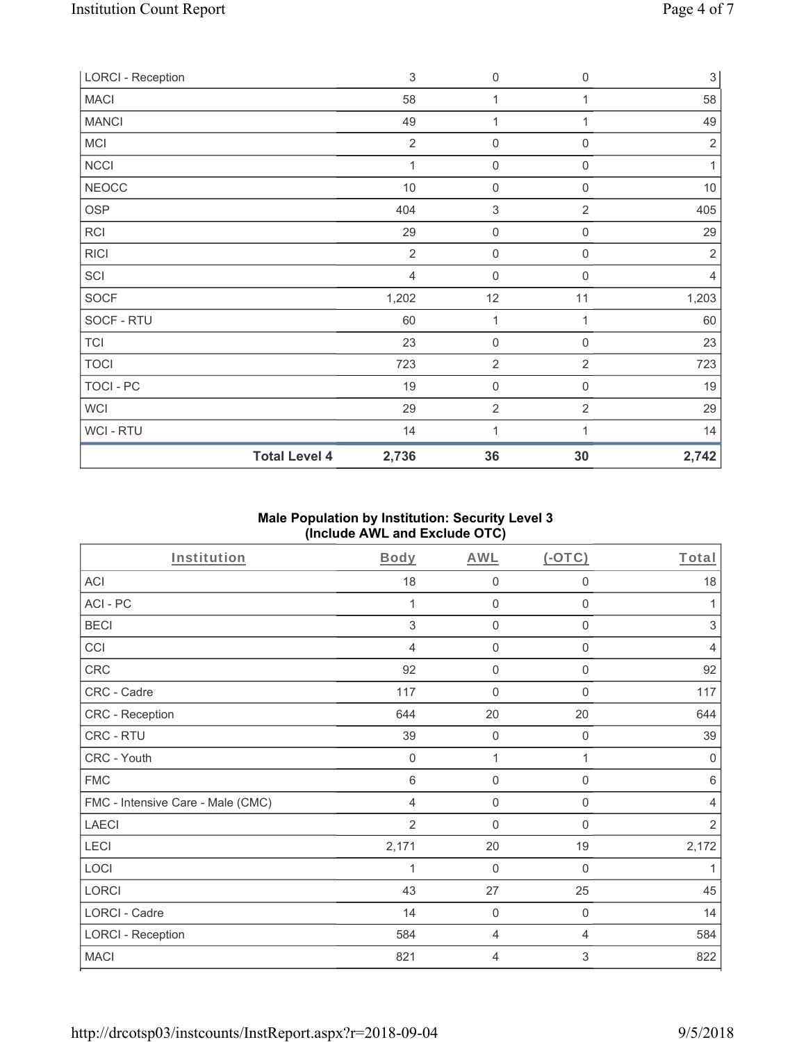| | | | | |
|---|---|---|---|---|
| LORCI - Reception | 3 | 0 | 0 | 3 |
| MACI | 58 | 1 | 1 | 58 |
| MANCI | 49 | 1 | 1 | 49 |
| MCI | 2 | 0 | 0 | 2 |
| NCCI | 1 | 0 | 0 | 1 |
| NEOCC | 10 | 0 | 0 | 10 |
| OSP | 404 | 3 | 2 | 405 |
| RCI | 29 | 0 | 0 | 29 |
| RICI | 2 | 0 | 0 | 2 |
| SCI | 4 | 0 | 0 | 4 |
| SOCF | 1,202 | 12 | 11 | 1,203 |
| SOCF - RTU | 60 | 1 | 1 | 60 |
| TCI | 23 | 0 | 0 | 23 |
| TOCI | 723 | 2 | 2 | 723 |
| TOCI - PC | 19 | 0 | 0 | 19 |
| WCI | 29 | 2 | 2 | 29 |
| WCI - RTU | 14 | 1 | 1 | 14 |
| **Total Level 4** | **2,736** | **36** | **30** | **2,742** |

## Male Population by Institution: Security Level 3 (Include AWL and Exclude OTC)

| Institution | Body | AWL | (-OTC) | Total |
|---|---|---|---|---|
| ACI | 18 | 0 | 0 | 18 |
| ACI - PC | 1 | 0 | 0 | 1 |
| BECI | 3 | 0 | 0 | 3 |
| CCI | 4 | 0 | 0 | 4 |
| CRC | 92 | 0 | 0 | 92 |
| CRC - Cadre | 117 | 0 | 0 | 117 |
| CRC - Reception | 644 | 20 | 20 | 644 |
| CRC - RTU | 39 | 0 | 0 | 39 |
| CRC - Youth | 0 | 1 | 1 | 0 |
| FMC | 6 | 0 | 0 | 6 |
| FMC - Intensive Care - Male (CMC) | 4 | 0 | 0 | 4 |
| LAECI | 2 | 0 | 0 | 2 |
| LECI | 2,171 | 20 | 19 | 2,172 |
| LOCI | 1 | 0 | 0 | 1 |
| LORCI | 43 | 27 | 25 | 45 |
| LORCI - Cadre | 14 | 0 | 0 | 14 |
| LORCI - Reception | 584 | 4 | 4 | 584 |
| MACI | 821 | 4 | 3 | 822 |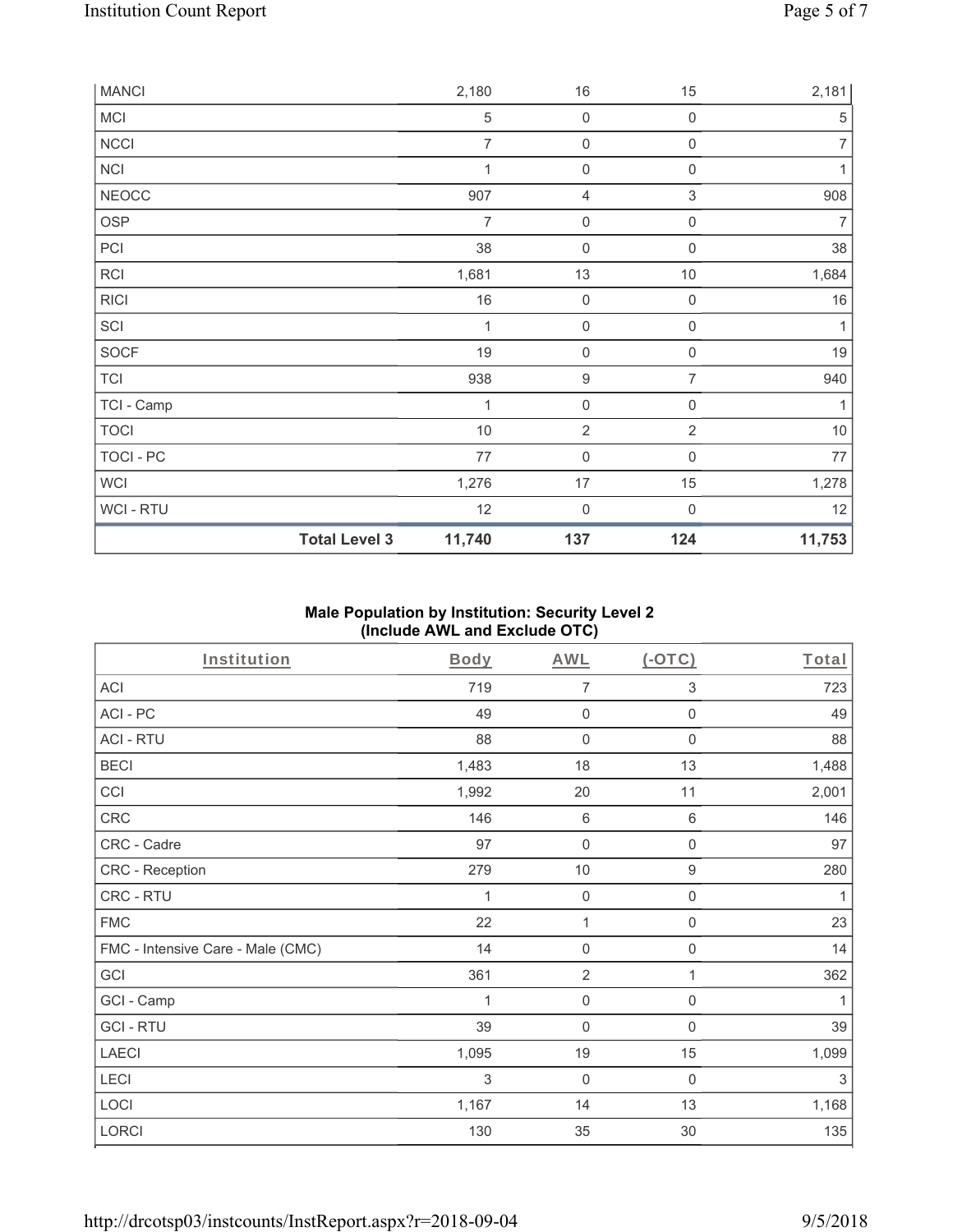| | | | | |
|---|---|---|---|---|
| MANCI | 2,180 | 16 | 15 | 2,181 |
| MCI | 5 | 0 | 0 | 5 |
| NCCI | 7 | 0 | 0 | 7 |
| NCI | 1 | 0 | 0 | 1 |
| NEOCC | 907 | 4 | 3 | 908 |
| OSP | 7 | 0 | 0 | 7 |
| PCI | 38 | 0 | 0 | 38 |
| RCI | 1,681 | 13 | 10 | 1,684 |
| RICI | 16 | 0 | 0 | 16 |
| SCI | 1 | 0 | 0 | 1 |
| SOCF | 19 | 0 | 0 | 19 |
| TCI | 938 | 9 | 7 | 940 |
| TCI - Camp | 1 | 0 | 0 | 1 |
| TOCI | 10 | 2 | 2 | 10 |
| TOCI - PC | 77 | 0 | 0 | 77 |
| WCI | 1,276 | 17 | 15 | 1,278 |
| WCI - RTU | 12 | 0 | 0 | 12 |
| **Total Level 3** | **11,740** | **137** | **124** | **11,753** |

## Male Population by Institution: Security Level 2 (Include AWL and Exclude OTC)

| Institution | Body | AWL | (-OTC) | Total |
|---|---|---|---|---|
| ACI | 719 | 7 | 3 | 723 |
| ACI - PC | 49 | 0 | 0 | 49 |
| ACI - RTU | 88 | 0 | 0 | 88 |
| BECI | 1,483 | 18 | 13 | 1,488 |
| CCI | 1,992 | 20 | 11 | 2,001 |
| CRC | 146 | 6 | 6 | 146 |
| CRC - Cadre | 97 | 0 | 0 | 97 |
| CRC - Reception | 279 | 10 | 9 | 280 |
| CRC - RTU | 1 | 0 | 0 | 1 |
| FMC | 22 | 1 | 0 | 23 |
| FMC - Intensive Care - Male (CMC) | 14 | 0 | 0 | 14 |
| GCI | 361 | 2 | 1 | 362 |
| GCI - Camp | 1 | 0 | 0 | 1 |
| GCI - RTU | 39 | 0 | 0 | 39 |
| LAECI | 1,095 | 19 | 15 | 1,099 |
| LECI | 3 | 0 | 0 | 3 |
| LOCI | 1,167 | 14 | 13 | 1,168 |
| LORCI | 130 | 35 | 30 | 135 |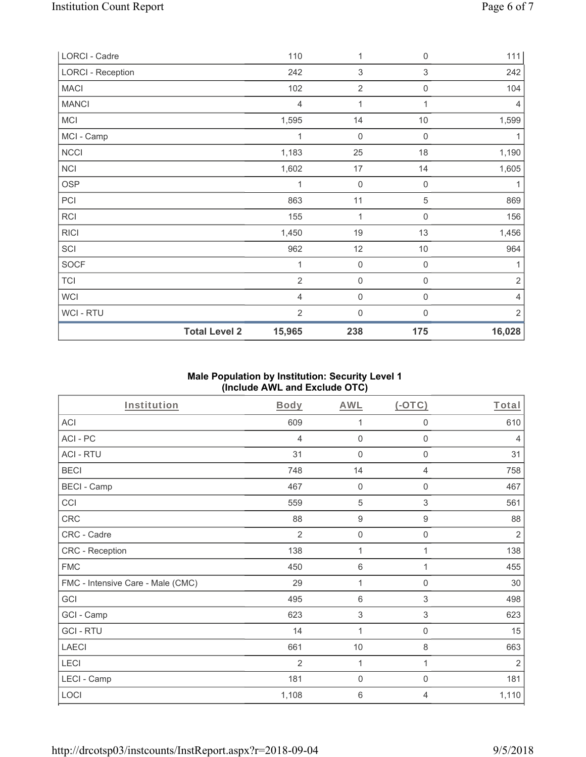| LORCI - Cadre | 110 | 1 | 0 | 111 |
|---|---|---|---|---|
| LORCI - Reception | 242 | 3 | 3 | 242 |
| MACI | 102 | 2 | 0 | 104 |
| MANCI | 4 | 1 | 1 | 4 |
| MCI | 1,595 | 14 | 10 | 1,599 |
| MCI - Camp | 1 | 0 | 0 | 1 |
| NCCI | 1,183 | 25 | 18 | 1,190 |
| NCI | 1,602 | 17 | 14 | 1,605 |
| OSP | 1 | 0 | 0 | 1 |
| PCI | 863 | 11 | 5 | 869 |
| RCI | 155 | 1 | 0 | 156 |
| RICI | 1,450 | 19 | 13 | 1,456 |
| SCI | 962 | 12 | 10 | 964 |
| SOCF | 1 | 0 | 0 | 1 |
| TCI | 2 | 0 | 0 | 2 |
| WCI | 4 | 0 | 0 | 4 |
| WCI - RTU | 2 | 0 | 0 | 2 |
| **Total Level 2** | **15,965** | **238** | **175** | **16,028** |

**Male Population by Institution: Security Level 1 (Include AWL and Exclude OTC)**

| Institution | Body | AWL | (-OTC) | Total |
|---|---|---|---|---|
| ACI | 609 | 1 | 0 | 610 |
| ACI - PC | 4 | 0 | 0 | 4 |
| ACI - RTU | 31 | 0 | 0 | 31 |
| BECI | 748 | 14 | 4 | 758 |
| BECI - Camp | 467 | 0 | 0 | 467 |
| CCI | 559 | 5 | 3 | 561 |
| CRC | 88 | 9 | 9 | 88 |
| CRC - Cadre | 2 | 0 | 0 | 2 |
| CRC - Reception | 138 | 1 | 1 | 138 |
| FMC | 450 | 6 | 1 | 455 |
| FMC - Intensive Care - Male (CMC) | 29 | 1 | 0 | 30 |
| GCI | 495 | 6 | 3 | 498 |
| GCI - Camp | 623 | 3 | 3 | 623 |
| GCI - RTU | 14 | 1 | 0 | 15 |
| LAECI | 661 | 10 | 8 | 663 |
| LECI | 2 | 1 | 1 | 2 |
| LECI - Camp | 181 | 0 | 0 | 181 |
| LOCI | 1,108 | 6 | 4 | 1,110 |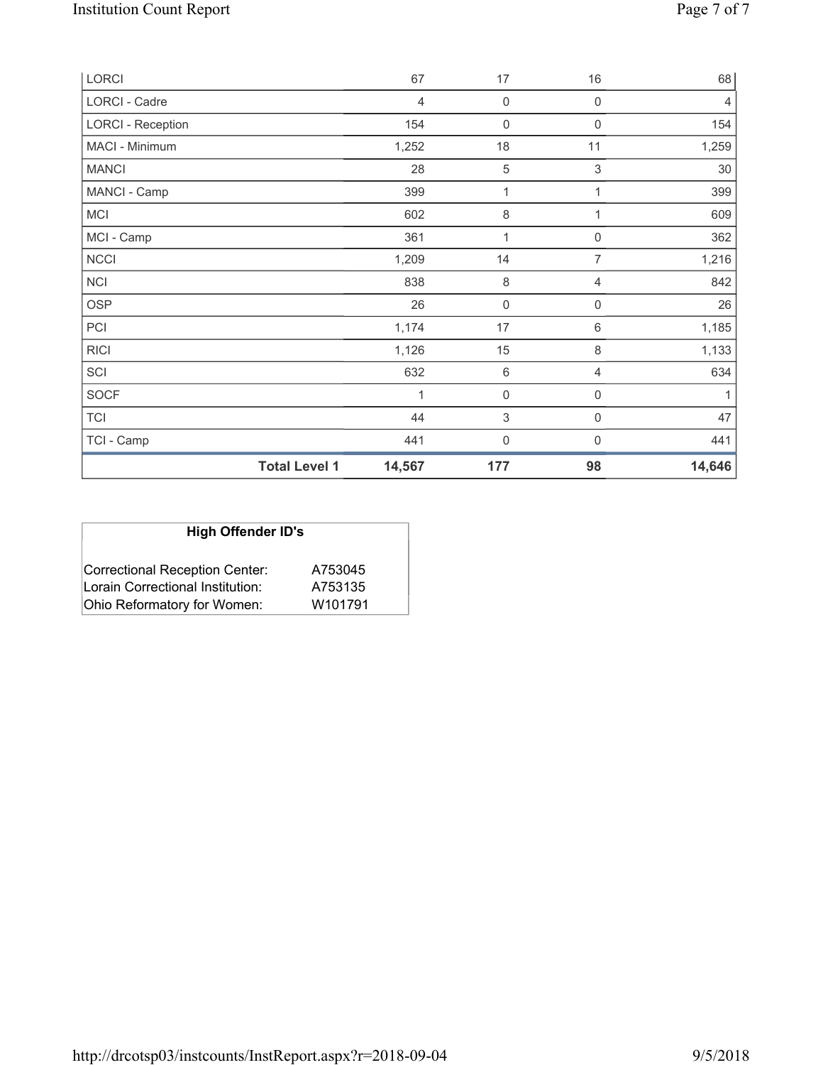| | | | | |
|---|---|---|---|---|
| LORCI | 67 | 17 | 16 | 68 |
| LORCI - Cadre | 4 | 0 | 0 | 4 |
| LORCI - Reception | 154 | 0 | 0 | 154 |
| MACI - Minimum | 1,252 | 18 | 11 | 1,259 |
| MANCI | 28 | 5 | 3 | 30 |
| MANCI - Camp | 399 | 1 | 1 | 399 |
| MCI | 602 | 8 | 1 | 609 |
| MCI - Camp | 361 | 1 | 0 | 362 |
| NCCI | 1,209 | 14 | 7 | 1,216 |
| NCI | 838 | 8 | 4 | 842 |
| OSP | 26 | 0 | 0 | 26 |
| PCI | 1,174 | 17 | 6 | 1,185 |
| RICI | 1,126 | 15 | 8 | 1,133 |
| SCI | 632 | 6 | 4 | 634 |
| SOCF | 1 | 0 | 0 | 1 |
| TCI | 44 | 3 | 0 | 47 |
| TCI - Camp | 441 | 0 | 0 | 441 |
| **Total Level 1** | **14,567** | **177** | **98** | **14,646** |

| High Offender ID's | |
|---|---|
| Correctional Reception Center: | A753045 |
| Lorain Correctional Institution: | A753135 |
| Ohio Reformatory for Women: | W101791 |